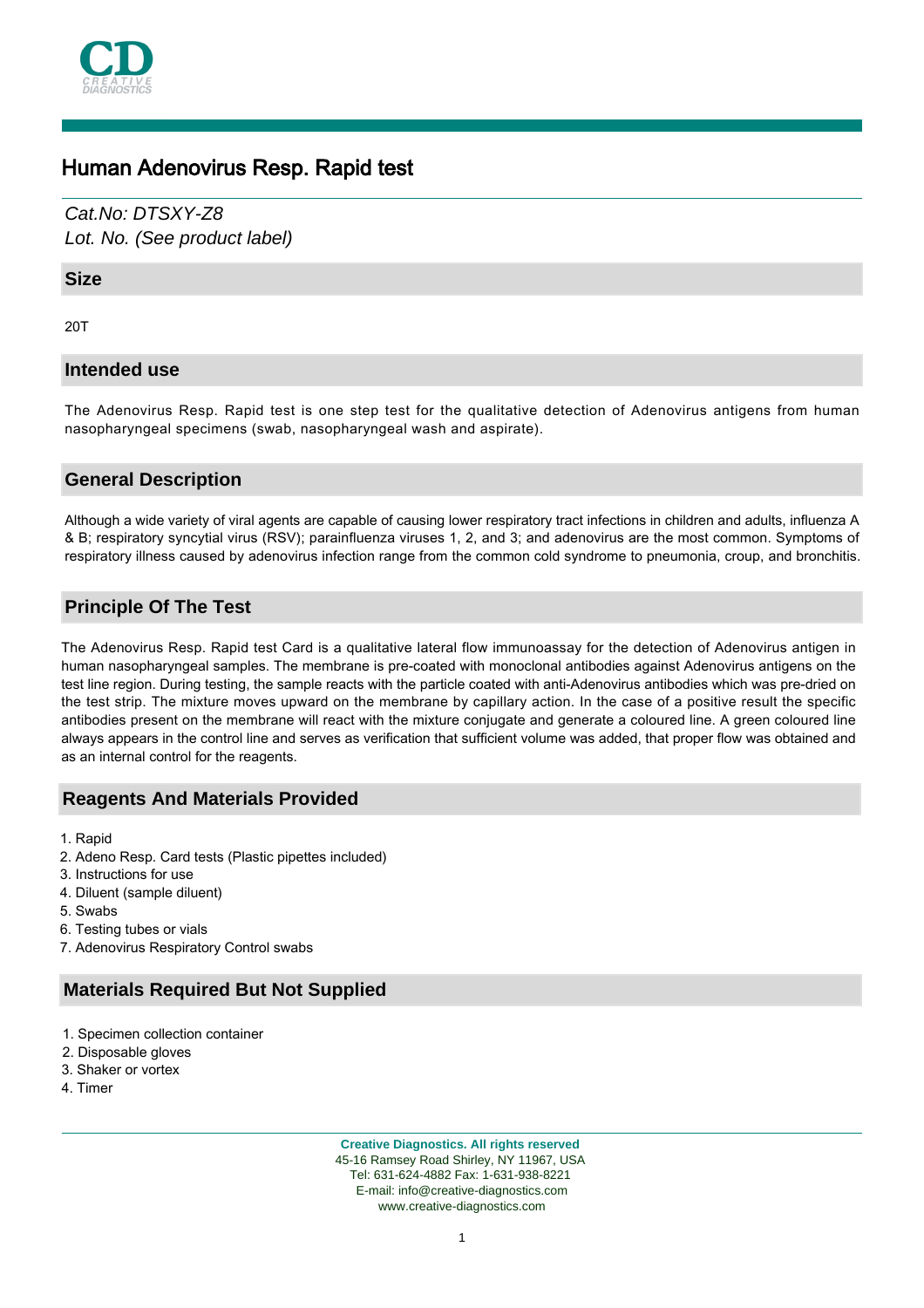# Human Adenovirus Resp. Rapid test

*Cat.No: DTSXY-Z8*
*Lot. No. (See product label)*

## Size

20T

## Intended use

The Adenovirus Resp. Rapid test is one step test for the qualitative detection of Adenovirus antigens from human nasopharyngeal specimens (swab, nasopharyngeal wash and aspirate).

## General Description

Although a wide variety of viral agents are capable of causing lower respiratory tract infections in children and adults, influenza A & B; respiratory syncytial virus (RSV); parainfluenza viruses 1, 2, and 3; and adenovirus are the most common. Symptoms of respiratory illness caused by adenovirus infection range from the common cold syndrome to pneumonia, croup, and bronchitis.

## Principle Of The Test

The Adenovirus Resp. Rapid test Card is a qualitative lateral flow immunoassay for the detection of Adenovirus antigen in human nasopharyngeal samples. The membrane is pre-coated with monoclonal antibodies against Adenovirus antigens on the test line region. During testing, the sample reacts with the particle coated with anti-Adenovirus antibodies which was pre-dried on the test strip. The mixture moves upward on the membrane by capillary action. In the case of a positive result the specific antibodies present on the membrane will react with the mixture conjugate and generate a coloured line. A green coloured line always appears in the control line and serves as verification that sufficient volume was added, that proper flow was obtained and as an internal control for the reagents.

## Reagents And Materials Provided

1. Rapid
2. Adeno Resp. Card tests (Plastic pipettes included)
3. Instructions for use
4. Diluent (sample diluent)
5. Swabs
6. Testing tubes or vials
7. Adenovirus Respiratory Control swabs

## Materials Required But Not Supplied

1. Specimen collection container
2. Disposable gloves
3. Shaker or vortex
4. Timer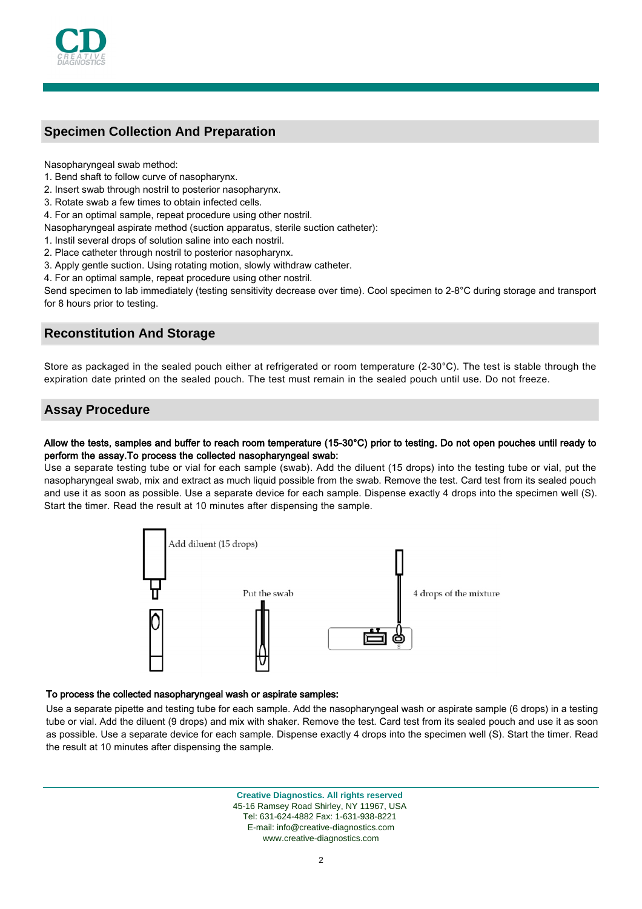## Specimen Collection And Preparation

Nasopharyngeal swab method:

1. Bend shaft to follow curve of nasopharynx.
2. Insert swab through nostril to posterior nasopharynx.
3. Rotate swab a few times to obtain infected cells.
4. For an optimal sample, repeat procedure using other nostril.

Nasopharyngeal aspirate method (suction apparatus, sterile suction catheter):

1. Instil several drops of solution saline into each nostril.
2. Place catheter through nostril to posterior nasopharynx.
3. Apply gentle suction. Using rotating motion, slowly withdraw catheter.
4. For an optimal sample, repeat procedure using other nostril.

Send specimen to lab immediately (testing sensitivity decrease over time). Cool specimen to 2-8°C during storage and transport for 8 hours prior to testing.

## Reconstitution And Storage

Store as packaged in the sealed pouch either at refrigerated or room temperature (2-30°C). The test is stable through the expiration date printed on the sealed pouch. The test must remain in the sealed pouch until use. Do not freeze.

## Assay Procedure

**Allow the tests, samples and buffer to reach room temperature (15-30°C) prior to testing. Do not open pouches until ready to perform the assay.To process the collected nasopharyngeal swab:**

Use a separate testing tube or vial for each sample (swab). Add the diluent (15 drops) into the testing tube or vial, put the nasopharyngeal swab, mix and extract as much liquid possible from the swab. Remove the test. Card test from its sealed pouch and use it as soon as possible. Use a separate device for each sample. Dispense exactly 4 drops into the specimen well (S). Start the timer. Read the result at 10 minutes after dispensing the sample.

Add diluent (15 drops)

Put the swab

4 drops of the mixture

**To process the collected nasopharyngeal wash or aspirate samples:**

Use a separate pipette and testing tube for each sample. Add the nasopharyngeal wash or aspirate sample (6 drops) in a testing tube or vial. Add the diluent (9 drops) and mix with shaker. Remove the test. Card test from its sealed pouch and use it as soon as possible. Use a separate device for each sample. Dispense exactly 4 drops into the specimen well (S). Start the timer. Read the result at 10 minutes after dispensing the sample.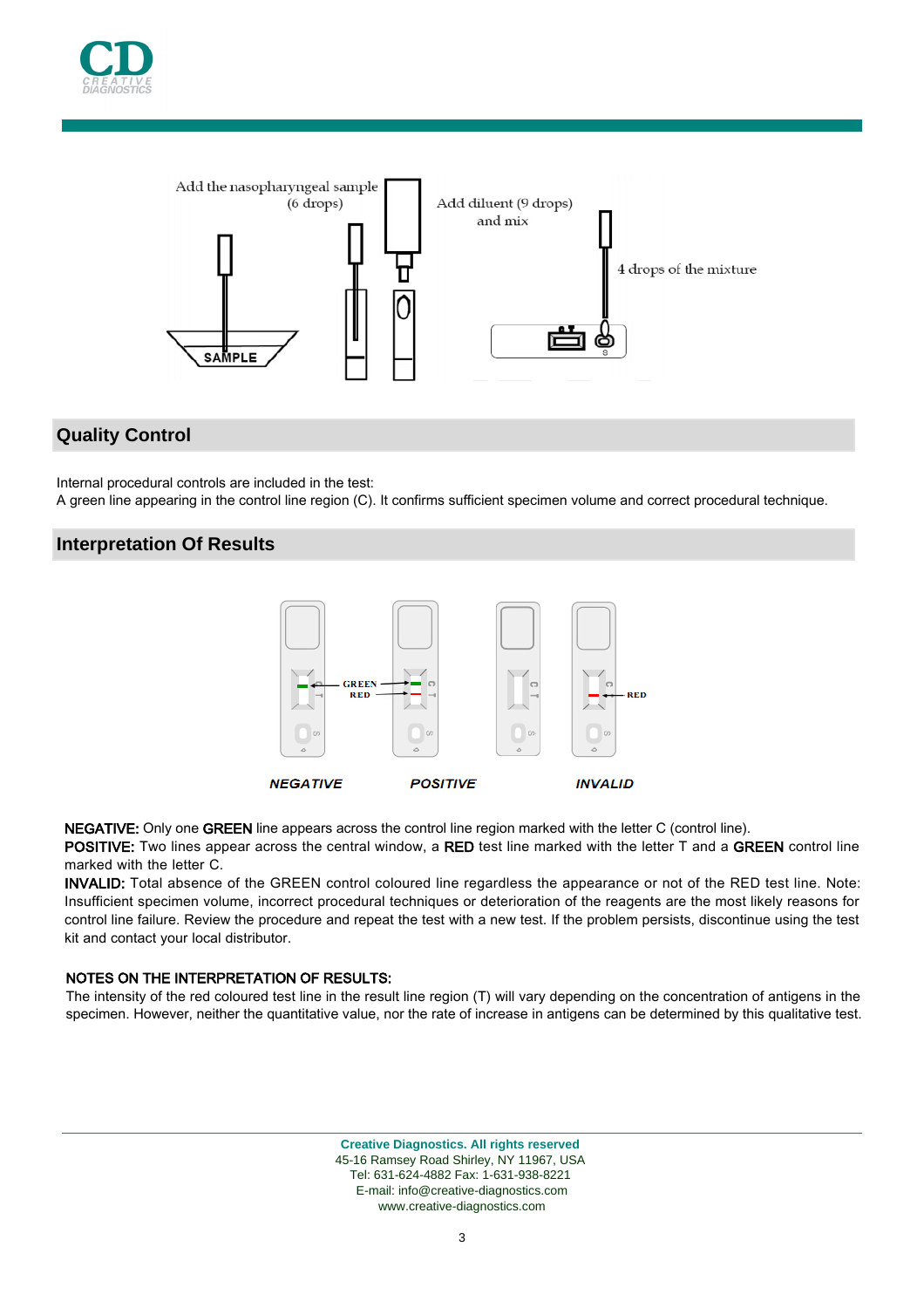Add the nasopharyngeal sample (6 drops)

Add diluent (9 drops) and mix

4 drops of the mixture

## Quality Control

Internal procedural controls are included in the test:
A green line appearing in the control line region (C). It confirms sufficient specimen volume and correct procedural technique.

## Interpretation Of Results

GREEN
RED
RED

*NEGATIVE* *POSITIVE* *INVALID*

**NEGATIVE:** Only one **GREEN** line appears across the control line region marked with the letter C (control line).
**POSITIVE:** Two lines appear across the central window, a **RED** test line marked with the letter T and a **GREEN** control line marked with the letter C.
**INVALID:** Total absence of the GREEN control coloured line regardless the appearance or not of the RED test line. Note: Insufficient specimen volume, incorrect procedural techniques or deterioration of the reagents are the most likely reasons for control line failure. Review the procedure and repeat the test with a new test. If the problem persists, discontinue using the test kit and contact your local distributor.

**NOTES ON THE INTERPRETATION OF RESULTS:**
The intensity of the red coloured test line in the result line region (T) will vary depending on the concentration of antigens in the specimen. However, neither the quantitative value, nor the rate of increase in antigens can be determined by this qualitative test.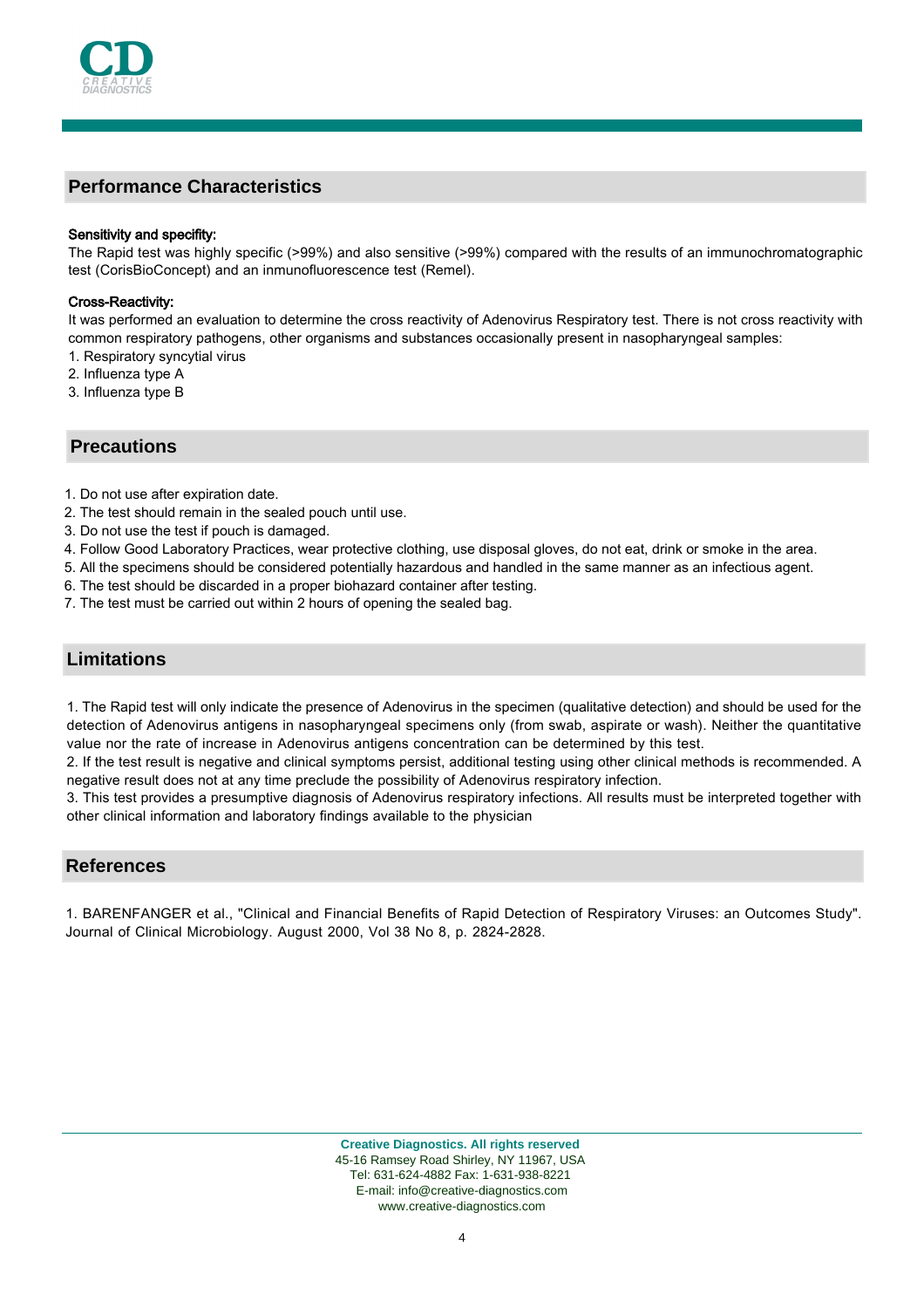## Performance Characteristics

**Sensitivity and specifity:**

The Rapid test was highly specific (>99%) and also sensitive (>99%) compared with the results of an immunochromatographic test (CorisBioConcept) and an inmunofluorescence test (Remel).

**Cross-Reactivity:**

It was performed an evaluation to determine the cross reactivity of Adenovirus Respiratory test. There is not cross reactivity with common respiratory pathogens, other organisms and substances occasionally present in nasopharyngeal samples:

1. Respiratory syncytial virus
2. Influenza type A
3. Influenza type B

## Precautions

1. Do not use after expiration date.
2. The test should remain in the sealed pouch until use.
3. Do not use the test if pouch is damaged.
4. Follow Good Laboratory Practices, wear protective clothing, use disposal gloves, do not eat, drink or smoke in the area.
5. All the specimens should be considered potentially hazardous and handled in the same manner as an infectious agent.
6. The test should be discarded in a proper biohazard container after testing.
7. The test must be carried out within 2 hours of opening the sealed bag.

## Limitations

1. The Rapid test will only indicate the presence of Adenovirus in the specimen (qualitative detection) and should be used for the detection of Adenovirus antigens in nasopharyngeal specimens only (from swab, aspirate or wash). Neither the quantitative value nor the rate of increase in Adenovirus antigens concentration can be determined by this test.
2. If the test result is negative and clinical symptoms persist, additional testing using other clinical methods is recommended. A negative result does not at any time preclude the possibility of Adenovirus respiratory infection.
3. This test provides a presumptive diagnosis of Adenovirus respiratory infections. All results must be interpreted together with other clinical information and laboratory findings available to the physician

## References

1. BARENFANGER et al., "Clinical and Financial Benefits of Rapid Detection of Respiratory Viruses: an Outcomes Study". Journal of Clinical Microbiology. August 2000, Vol 38 No 8, p. 2824-2828.